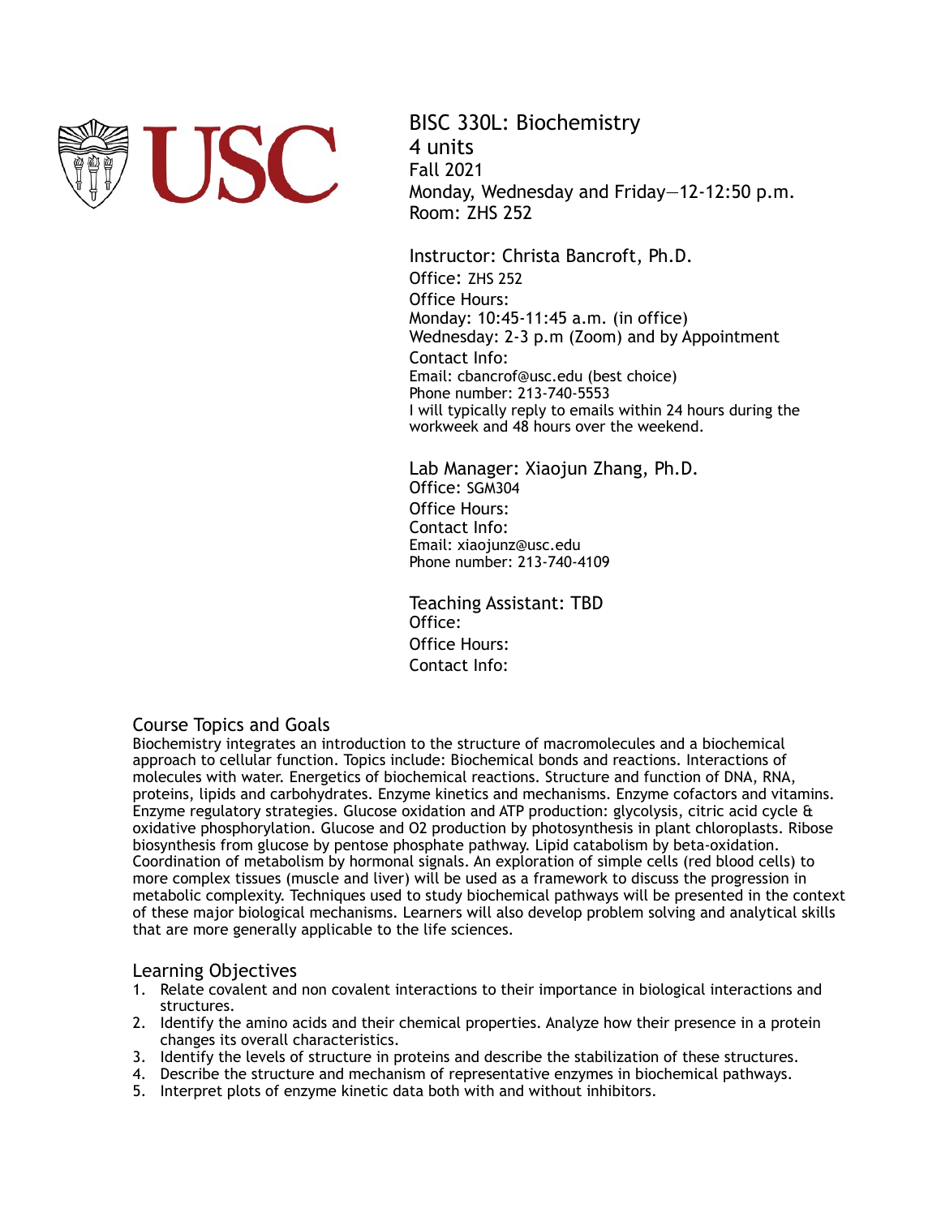# BISC 330L: Biochemistry

4 units
Fall 2021
Monday, Wednesday and Friday—12-12:50 p.m.
Room: ZHS 252

**Instructor:** Christa Bancroft, Ph.D.
Office: ZHS 252
Office Hours:
Monday: 10:45-11:45 a.m. (in office)
Wednesday: 2-3 p.m (Zoom) and by Appointment
Contact Info:
Email: cbancrof@usc.edu (best choice)
Phone number: 213-740-5553
I will typically reply to emails within 24 hours during the workweek and 48 hours over the weekend.

**Lab Manager:** Xiaojun Zhang, Ph.D.
Office: SGM304
Office Hours:
Contact Info:
Email: xiaojunz@usc.edu
Phone number: 213-740-4109

**Teaching Assistant:** TBD
Office:
Office Hours:
Contact Info:

## Course Topics and Goals

Biochemistry integrates an introduction to the structure of macromolecules and a biochemical approach to cellular function. Topics include: Biochemical bonds and reactions. Interactions of molecules with water. Energetics of biochemical reactions. Structure and function of DNA, RNA, proteins, lipids and carbohydrates. Enzyme kinetics and mechanisms. Enzyme cofactors and vitamins. Enzyme regulatory strategies. Glucose oxidation and ATP production: glycolysis, citric acid cycle & oxidative phosphorylation. Glucose and O2 production by photosynthesis in plant chloroplasts. Ribose biosynthesis from glucose by pentose phosphate pathway. Lipid catabolism by beta-oxidation. Coordination of metabolism by hormonal signals. An exploration of simple cells (red blood cells) to more complex tissues (muscle and liver) will be used as a framework to discuss the progression in metabolic complexity. Techniques used to study biochemical pathways will be presented in the context of these major biological mechanisms. Learners will also develop problem solving and analytical skills that are more generally applicable to the life sciences.

## Learning Objectives

1. Relate covalent and non covalent interactions to their importance in biological interactions and structures.
2. Identify the amino acids and their chemical properties. Analyze how their presence in a protein changes its overall characteristics.
3. Identify the levels of structure in proteins and describe the stabilization of these structures.
4. Describe the structure and mechanism of representative enzymes in biochemical pathways.
5. Interpret plots of enzyme kinetic data both with and without inhibitors.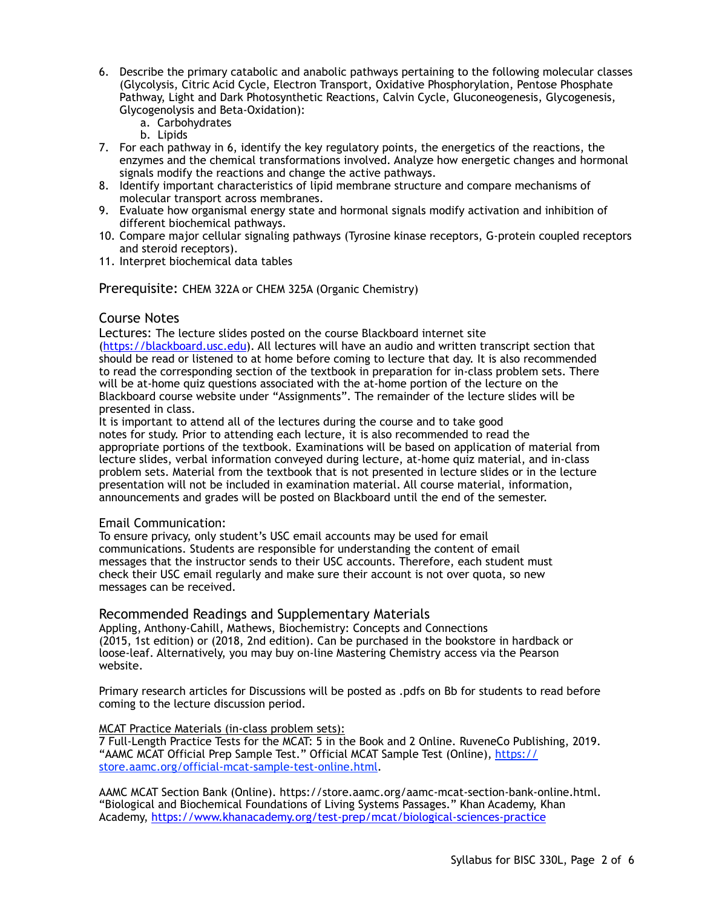6. Describe the primary catabolic and anabolic pathways pertaining to the following molecular classes (Glycolysis, Citric Acid Cycle, Electron Transport, Oxidative Phosphorylation, Pentose Phosphate Pathway, Light and Dark Photosynthetic Reactions, Calvin Cycle, Gluconeogenesis, Glycogenesis, Glycogenolysis and Beta-Oxidation):
   a. Carbohydrates
   b. Lipids
7. For each pathway in 6, identify the key regulatory points, the energetics of the reactions, the enzymes and the chemical transformations involved. Analyze how energetic changes and hormonal signals modify the reactions and change the active pathways.
8. Identify important characteristics of lipid membrane structure and compare mechanisms of molecular transport across membranes.
9. Evaluate how organismal energy state and hormonal signals modify activation and inhibition of different biochemical pathways.
10. Compare major cellular signaling pathways (Tyrosine kinase receptors, G-protein coupled receptors and steroid receptors).
11. Interpret biochemical data tables

## Prerequisite: CHEM 322A or CHEM 325A (Organic Chemistry)

## Course Notes

Lectures: The lecture slides posted on the course Blackboard internet site ([https://blackboard.usc.edu](https://blackboard.usc.edu)). All lectures will have an audio and written transcript section that should be read or listened to at home before coming to lecture that day. It is also recommended to read the corresponding section of the textbook in preparation for in-class problem sets. There will be at-home quiz questions associated with the at-home portion of the lecture on the Blackboard course website under "Assignments". The remainder of the lecture slides will be presented in class.

It is important to attend all of the lectures during the course and to take good notes for study. Prior to attending each lecture, it is also recommended to read the appropriate portions of the textbook. Examinations will be based on application of material from lecture slides, verbal information conveyed during lecture, at-home quiz material, and in-class problem sets. Material from the textbook that is not presented in lecture slides or in the lecture presentation will not be included in examination material. All course material, information, announcements and grades will be posted on Blackboard until the end of the semester.

### Email Communication:

To ensure privacy, only student's USC email accounts may be used for email communications. Students are responsible for understanding the content of email messages that the instructor sends to their USC accounts. Therefore, each student must check their USC email regularly and make sure their account is not over quota, so new messages can be received.

## Recommended Readings and Supplementary Materials

Appling, Anthony-Cahill, Mathews, Biochemistry: Concepts and Connections (2015, 1st edition) or (2018, 2nd edition). Can be purchased in the bookstore in hardback or loose-leaf. Alternatively, you may buy on-line Mastering Chemistry access via the Pearson website.

Primary research articles for Discussions will be posted as .pdfs on Bb for students to read before coming to the lecture discussion period.

<u>MCAT Practice Materials (in-class problem sets):</u>

7 Full-Length Practice Tests for the MCAT: 5 in the Book and 2 Online. RuveneCo Publishing, 2019.
"AAMC MCAT Official Prep Sample Test." Official MCAT Sample Test (Online), [https://store.aamc.org/official-mcat-sample-test-online.html](https://store.aamc.org/official-mcat-sample-test-online.html).

AAMC MCAT Section Bank (Online). https://store.aamc.org/aamc-mcat-section-bank-online.html.
"Biological and Biochemical Foundations of Living Systems Passages." Khan Academy, Khan Academy, [https://www.khanacademy.org/test-prep/mcat/biological-sciences-practice](https://www.khanacademy.org/test-prep/mcat/biological-sciences-practice)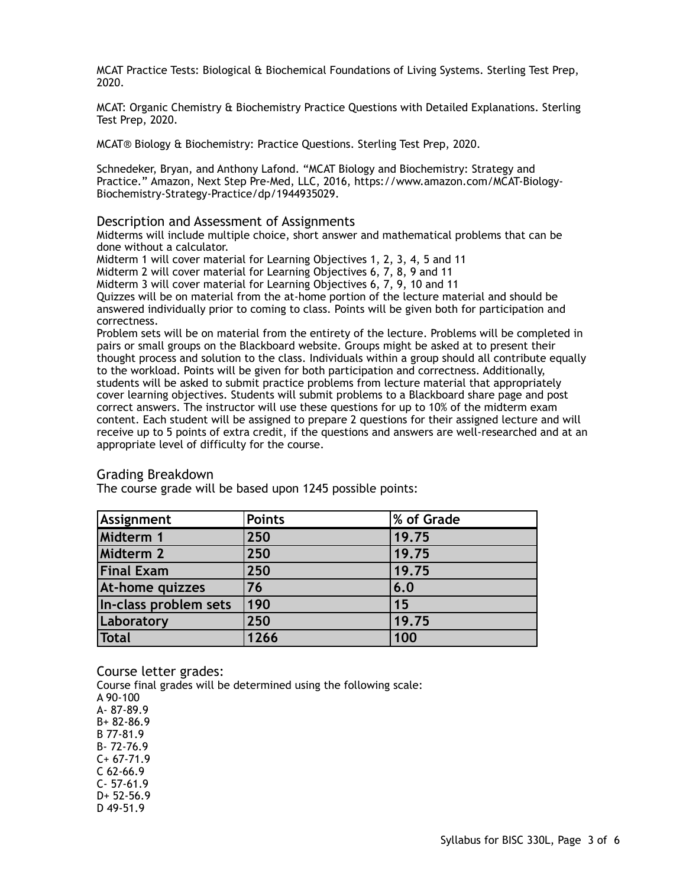MCAT Practice Tests: Biological & Biochemical Foundations of Living Systems. Sterling Test Prep, 2020.

MCAT: Organic Chemistry & Biochemistry Practice Questions with Detailed Explanations. Sterling Test Prep, 2020.

MCAT® Biology & Biochemistry: Practice Questions. Sterling Test Prep, 2020.

Schnedeker, Bryan, and Anthony Lafond. "MCAT Biology and Biochemistry: Strategy and Practice." Amazon, Next Step Pre-Med, LLC, 2016, https://www.amazon.com/MCAT-Biology-Biochemistry-Strategy-Practice/dp/1944935029.

## Description and Assessment of Assignments

Midterms will include multiple choice, short answer and mathematical problems that can be done without a calculator.
Midterm 1 will cover material for Learning Objectives 1, 2, 3, 4, 5 and 11
Midterm 2 will cover material for Learning Objectives 6, 7, 8, 9 and 11
Midterm 3 will cover material for Learning Objectives 6, 7, 9, 10 and 11
Quizzes will be on material from the at-home portion of the lecture material and should be answered individually prior to coming to class. Points will be given both for participation and correctness.
Problem sets will be on material from the entirety of the lecture. Problems will be completed in pairs or small groups on the Blackboard website. Groups might be asked at to present their thought process and solution to the class. Individuals within a group should all contribute equally to the workload. Points will be given for both participation and correctness. Additionally, students will be asked to submit practice problems from lecture material that appropriately cover learning objectives. Students will submit problems to a Blackboard share page and post correct answers. The instructor will use these questions for up to 10% of the midterm exam content. Each student will be assigned to prepare 2 questions for their assigned lecture and will receive up to 5 points of extra credit, if the questions and answers are well-researched and at an appropriate level of difficulty for the course.

## Grading Breakdown

The course grade will be based upon 1245 possible points:

| Assignment | Points | % of Grade |
|---|---|---|
| Midterm 1 | 250 | 19.75 |
| Midterm 2 | 250 | 19.75 |
| Final Exam | 250 | 19.75 |
| At-home quizzes | 76 | 6.0 |
| In-class problem sets | 190 | 15 |
| Laboratory | 250 | 19.75 |
| Total | 1266 | 100 |

## Course letter grades:

Course final grades will be determined using the following scale:
A 90-100
A- 87-89.9
B+ 82-86.9
B 77-81.9
B- 72-76.9
C+ 67-71.9
C 62-66.9
C- 57-61.9
D+ 52-56.9
D 49-51.9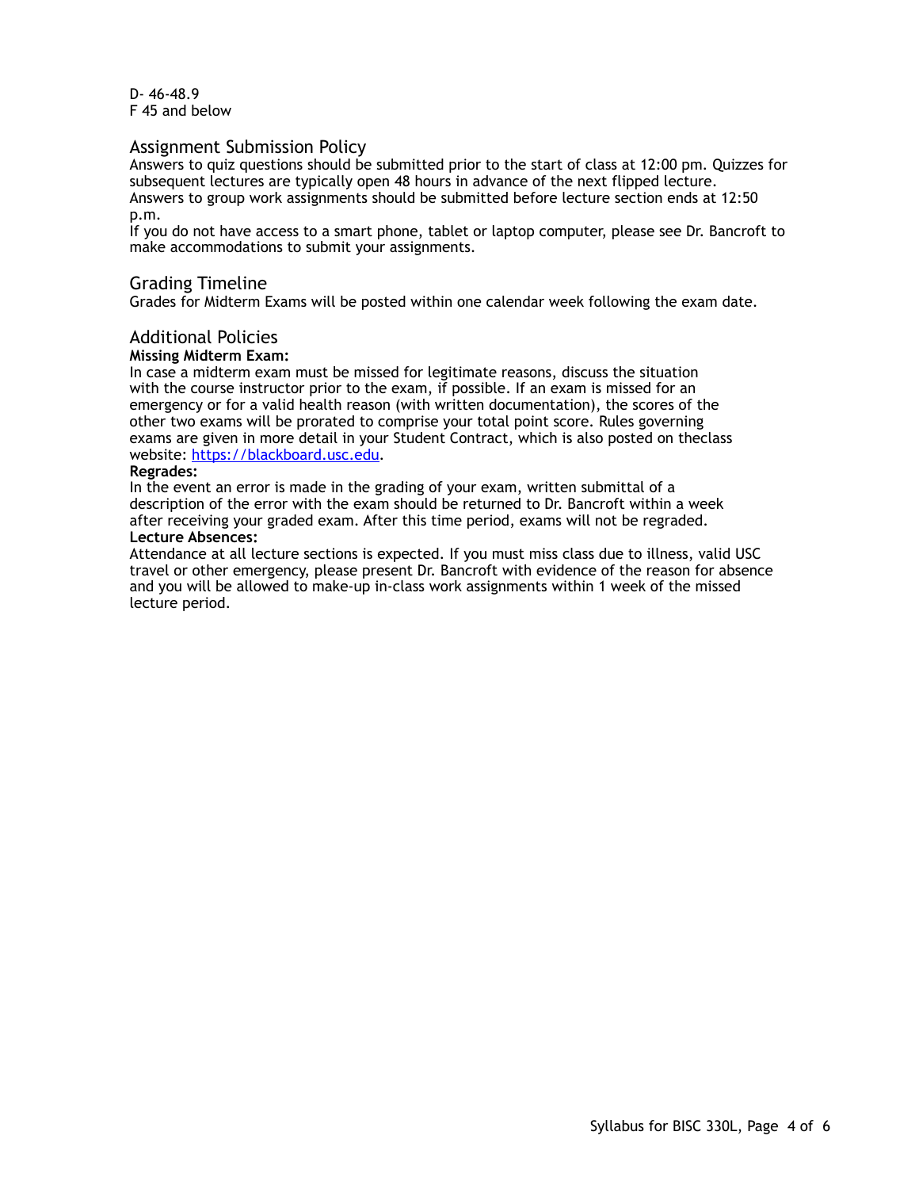D- 46-48.9
F 45 and below

## Assignment Submission Policy

Answers to quiz questions should be submitted prior to the start of class at 12:00 pm. Quizzes for subsequent lectures are typically open 48 hours in advance of the next flipped lecture.
Answers to group work assignments should be submitted before lecture section ends at 12:50 p.m.
If you do not have access to a smart phone, tablet or laptop computer, please see Dr. Bancroft to make accommodations to submit your assignments.

## Grading Timeline

Grades for Midterm Exams will be posted within one calendar week following the exam date.

## Additional Policies

**Missing Midterm Exam:**
In case a midterm exam must be missed for legitimate reasons, discuss the situation with the course instructor prior to the exam, if possible. If an exam is missed for an emergency or for a valid health reason (with written documentation), the scores of the other two exams will be prorated to comprise your total point score. Rules governing exams are given in more detail in your Student Contract, which is also posted on theclass website: [https://blackboard.usc.edu](https://blackboard.usc.edu).

**Regrades:**
In the event an error is made in the grading of your exam, written submittal of a description of the error with the exam should be returned to Dr. Bancroft within a week after receiving your graded exam. After this time period, exams will not be regraded.

**Lecture Absences:**
Attendance at all lecture sections is expected. If you must miss class due to illness, valid USC travel or other emergency, please present Dr. Bancroft with evidence of the reason for absence and you will be allowed to make-up in-class work assignments within 1 week of the missed lecture period.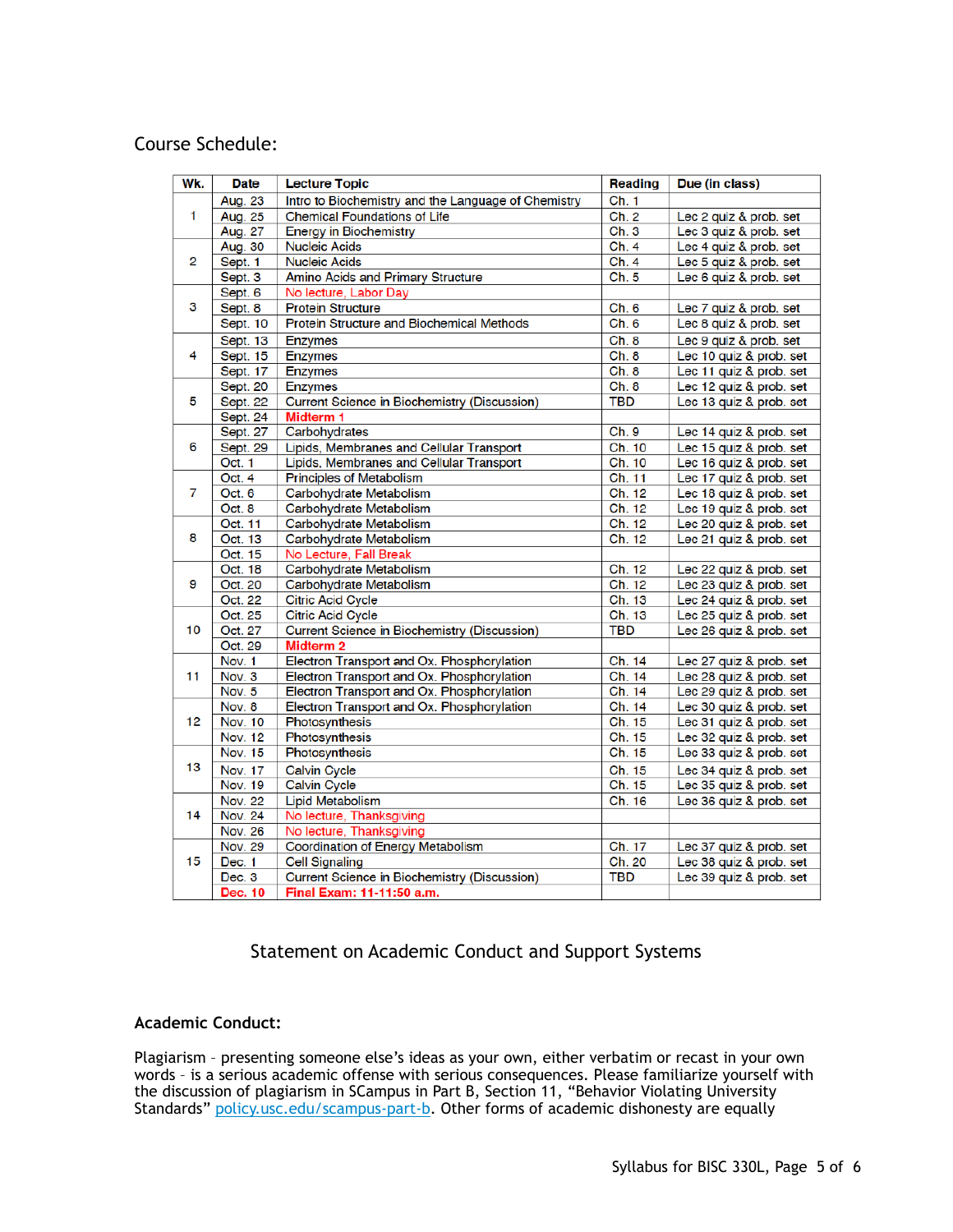Course Schedule:

| Wk. | Date | Lecture Topic | Reading | Due (in class) |
|---|---|---|---|---|
| 1 | Aug. 23 | Intro to Biochemistry and the Language of Chemistry | Ch. 1 | |
| | Aug. 25 | Chemical Foundations of Life | Ch. 2 | Lec 2 quiz & prob. set |
| | Aug. 27 | Energy in Biochemistry | Ch. 3 | Lec 3 quiz & prob. set |
| 2 | Aug. 30 | Nucleic Acids | Ch. 4 | Lec 4 quiz & prob. set |
| | Sept. 1 | Nucleic Acids | Ch. 4 | Lec 5 quiz & prob. set |
| | Sept. 3 | Amino Acids and Primary Structure | Ch. 5 | Lec 6 quiz & prob. set |
| 3 | Sept. 6 | No lecture, Labor Day | | |
| | Sept. 8 | Protein Structure | Ch. 6 | Lec 7 quiz & prob. set |
| | Sept. 10 | Protein Structure and Biochemical Methods | Ch. 6 | Lec 8 quiz & prob. set |
| 4 | Sept. 13 | Enzymes | Ch. 8 | Lec 9 quiz & prob. set |
| | Sept. 15 | Enzymes | Ch. 8 | Lec 10 quiz & prob. set |
| | Sept. 17 | Enzymes | Ch. 8 | Lec 11 quiz & prob. set |
| 5 | Sept. 20 | Enzymes | Ch. 8 | Lec 12 quiz & prob. set |
| | Sept. 22 | Current Science in Biochemistry (Discussion) | TBD | Lec 13 quiz & prob. set |
| | Sept. 24 | **Midterm 1** | | |
| 6 | Sept. 27 | Carbohydrates | Ch. 9 | Lec 14 quiz & prob. set |
| | Sept. 29 | Lipids, Membranes and Cellular Transport | Ch. 10 | Lec 15 quiz & prob. set |
| | Oct. 1 | Lipids, Membranes and Cellular Transport | Ch. 10 | Lec 16 quiz & prob. set |
| 7 | Oct. 4 | Principles of Metabolism | Ch. 11 | Lec 17 quiz & prob. set |
| | Oct. 6 | Carbohydrate Metabolism | Ch. 12 | Lec 18 quiz & prob. set |
| | Oct. 8 | Carbohydrate Metabolism | Ch. 12 | Lec 19 quiz & prob. set |
| 8 | Oct. 11 | Carbohydrate Metabolism | Ch. 12 | Lec 20 quiz & prob. set |
| | Oct. 13 | Carbohydrate Metabolism | Ch. 12 | Lec 21 quiz & prob. set |
| | Oct. 15 | No Lecture, Fall Break | | |
| 9 | Oct. 18 | Carbohydrate Metabolism | Ch. 12 | Lec 22 quiz & prob. set |
| | Oct. 20 | Carbohydrate Metabolism | Ch. 12 | Lec 23 quiz & prob. set |
| | Oct. 22 | Citric Acid Cycle | Ch. 13 | Lec 24 quiz & prob. set |
| 10 | Oct. 25 | Citric Acid Cycle | Ch. 13 | Lec 25 quiz & prob. set |
| | Oct. 27 | Current Science in Biochemistry (Discussion) | TBD | Lec 26 quiz & prob. set |
| | Oct. 29 | **Midterm 2** | | |
| 11 | Nov. 1 | Electron Transport and Ox. Phosphorylation | Ch. 14 | Lec 27 quiz & prob. set |
| | Nov. 3 | Electron Transport and Ox. Phosphorylation | Ch. 14 | Lec 28 quiz & prob. set |
| | Nov. 5 | Electron Transport and Ox. Phosphorylation | Ch. 14 | Lec 29 quiz & prob. set |
| 12 | Nov. 8 | Electron Transport and Ox. Phosphorylation | Ch. 14 | Lec 30 quiz & prob. set |
| | Nov. 10 | Photosynthesis | Ch. 15 | Lec 31 quiz & prob. set |
| | Nov. 12 | Photosynthesis | Ch. 15 | Lec 32 quiz & prob. set |
| 13 | Nov. 15 | Photosynthesis | Ch. 15 | Lec 33 quiz & prob. set |
| | Nov. 17 | Calvin Cycle | Ch. 15 | Lec 34 quiz & prob. set |
| | Nov. 19 | Calvin Cycle | Ch. 15 | Lec 35 quiz & prob. set |
| 14 | Nov. 22 | Lipid Metabolism | Ch. 16 | Lec 36 quiz & prob. set |
| | Nov. 24 | No lecture, Thanksgiving | | |
| | Nov. 26 | No lecture, Thanksgiving | | |
| 15 | Nov. 29 | Coordination of Energy Metabolism | Ch. 17 | Lec 37 quiz & prob. set |
| | Dec. 1 | Cell Signaling | Ch. 20 | Lec 38 quiz & prob. set |
| | Dec. 3 | Current Science in Biochemistry (Discussion) | TBD | Lec 39 quiz & prob. set |
| | **Dec. 10** | **Final Exam: 11-11:50 a.m.** | | |

## Statement on Academic Conduct and Support Systems

### Academic Conduct:

Plagiarism – presenting someone else's ideas as your own, either verbatim or recast in your own words – is a serious academic offense with serious consequences. Please familiarize yourself with the discussion of plagiarism in SCampus in Part B, Section 11, "Behavior Violating University Standards" policy.usc.edu/scampus-part-b. Other forms of academic dishonesty are equally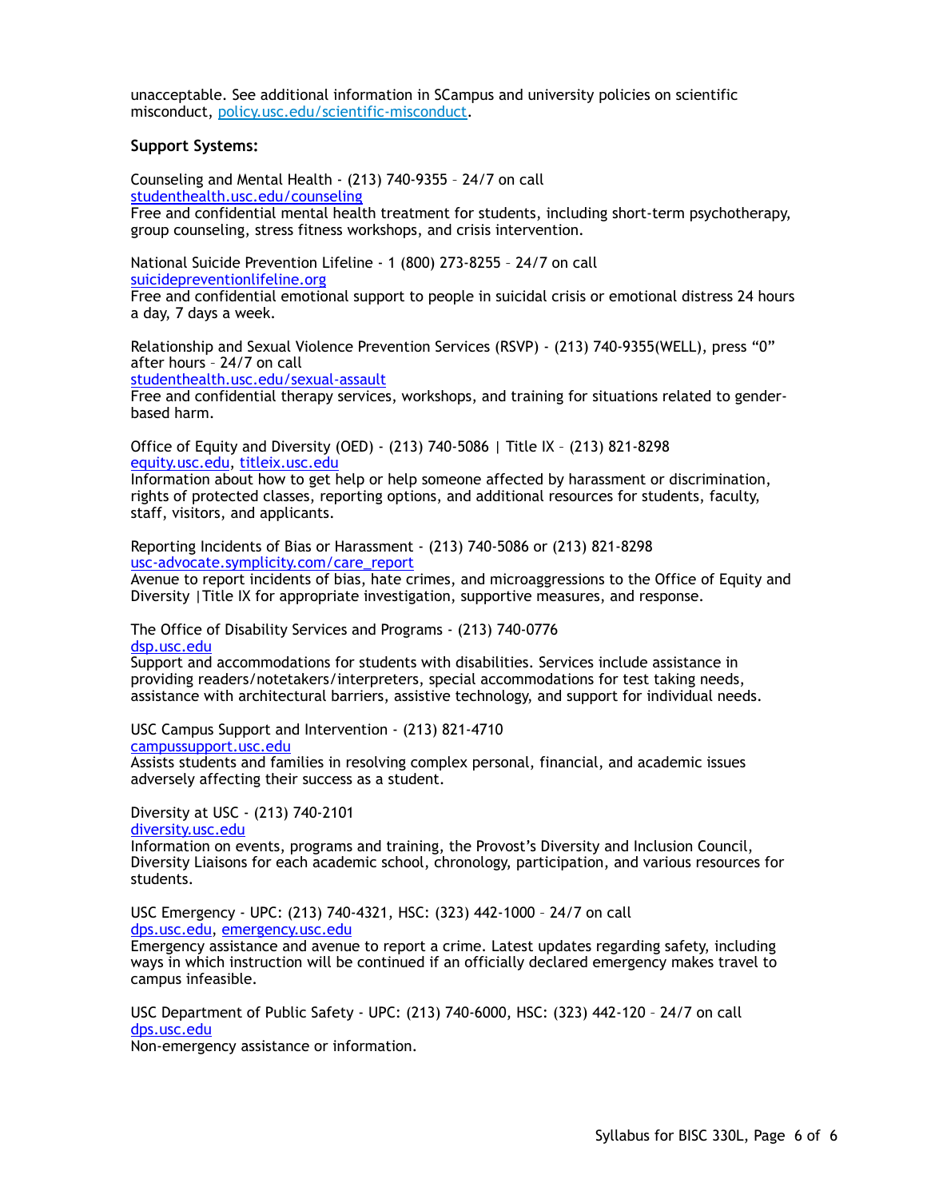unacceptable. See additional information in SCampus and university policies on scientific misconduct, policy.usc.edu/scientific-misconduct.

**Support Systems:**

Counseling and Mental Health - (213) 740-9355 – 24/7 on call
studenthealth.usc.edu/counseling
Free and confidential mental health treatment for students, including short-term psychotherapy, group counseling, stress fitness workshops, and crisis intervention.

National Suicide Prevention Lifeline - 1 (800) 273-8255 – 24/7 on call
suicidepreventionlifeline.org
Free and confidential emotional support to people in suicidal crisis or emotional distress 24 hours a day, 7 days a week.

Relationship and Sexual Violence Prevention Services (RSVP) - (213) 740-9355(WELL), press "0" after hours – 24/7 on call
studenthealth.usc.edu/sexual-assault
Free and confidential therapy services, workshops, and training for situations related to gender-based harm.

Office of Equity and Diversity (OED) - (213) 740-5086 | Title IX – (213) 821-8298
equity.usc.edu, titleix.usc.edu
Information about how to get help or help someone affected by harassment or discrimination, rights of protected classes, reporting options, and additional resources for students, faculty, staff, visitors, and applicants.

Reporting Incidents of Bias or Harassment - (213) 740-5086 or (213) 821-8298
usc-advocate.symplicity.com/care_report
Avenue to report incidents of bias, hate crimes, and microaggressions to the Office of Equity and Diversity |Title IX for appropriate investigation, supportive measures, and response.

The Office of Disability Services and Programs - (213) 740-0776
dsp.usc.edu
Support and accommodations for students with disabilities. Services include assistance in providing readers/notetakers/interpreters, special accommodations for test taking needs, assistance with architectural barriers, assistive technology, and support for individual needs.

USC Campus Support and Intervention - (213) 821-4710
campussupport.usc.edu
Assists students and families in resolving complex personal, financial, and academic issues adversely affecting their success as a student.

Diversity at USC - (213) 740-2101
diversity.usc.edu
Information on events, programs and training, the Provost's Diversity and Inclusion Council, Diversity Liaisons for each academic school, chronology, participation, and various resources for students.

USC Emergency - UPC: (213) 740-4321, HSC: (323) 442-1000 – 24/7 on call
dps.usc.edu, emergency.usc.edu
Emergency assistance and avenue to report a crime. Latest updates regarding safety, including ways in which instruction will be continued if an officially declared emergency makes travel to campus infeasible.

USC Department of Public Safety - UPC: (213) 740-6000, HSC: (323) 442-120 – 24/7 on call
dps.usc.edu
Non-emergency assistance or information.